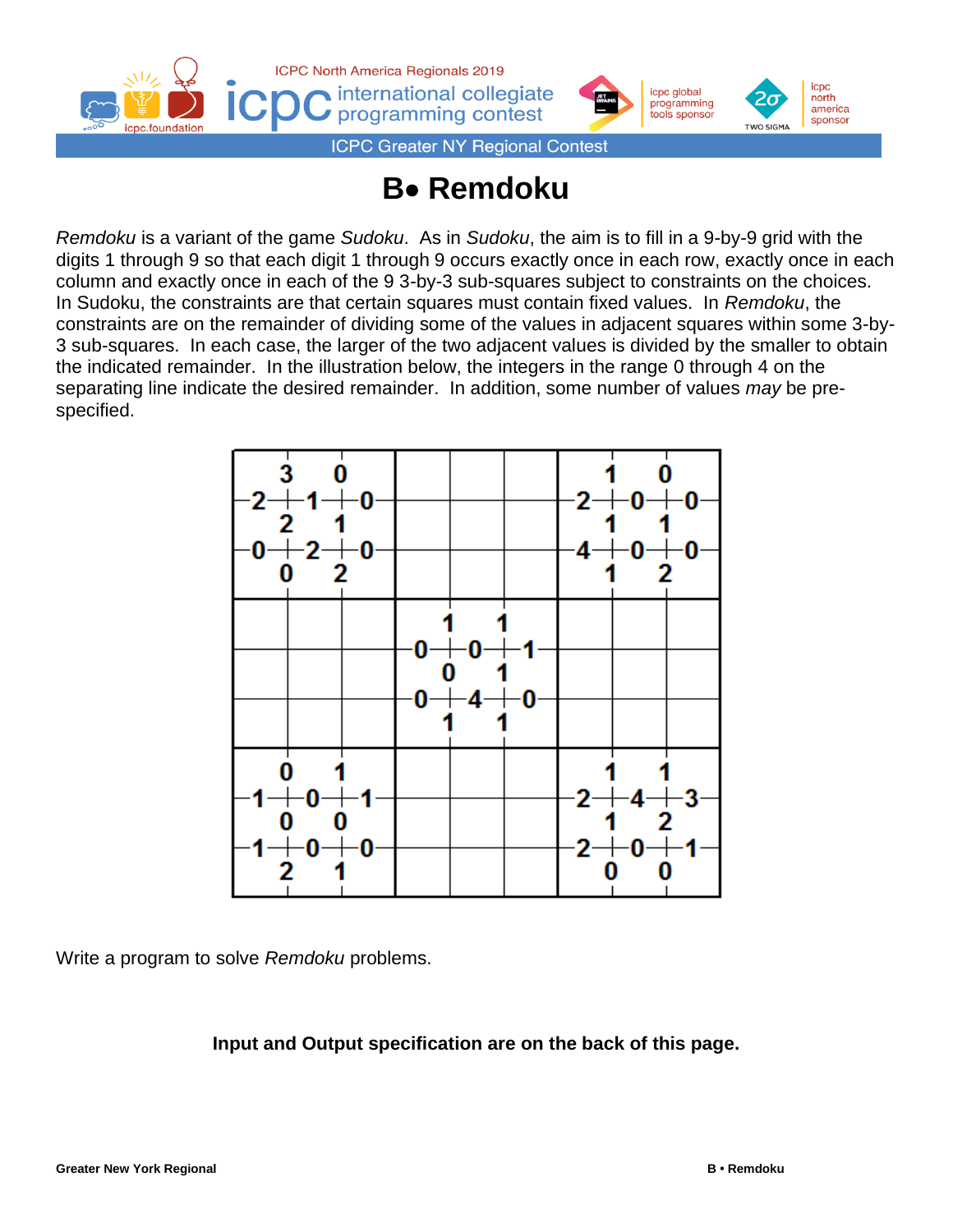# B• Remdoku

*Remdoku* is a variant of the game *Sudoku*. As in *Sudoku*, the aim is to fill in a 9-by-9 grid with the digits 1 through 9 so that each digit 1 through 9 occurs exactly once in each row, exactly once in each column and exactly once in each of the 9 3-by-3 sub-squares subject to constraints on the choices. In Sudoku, the constraints are that certain squares must contain fixed values. In *Remdoku*, the constraints are on the remainder of dividing some of the values in adjacent squares within some 3-by-3 sub-squares. In each case, the larger of the two adjacent values is divided by the smaller to obtain the indicated remainder. In the illustration below, the integers in the range 0 through 4 on the separating line indicate the desired remainder. In addition, some number of values *may* be pre-specified.

Write a program to solve *Remdoku* problems.

**Input and Output specification are on the back of this page.**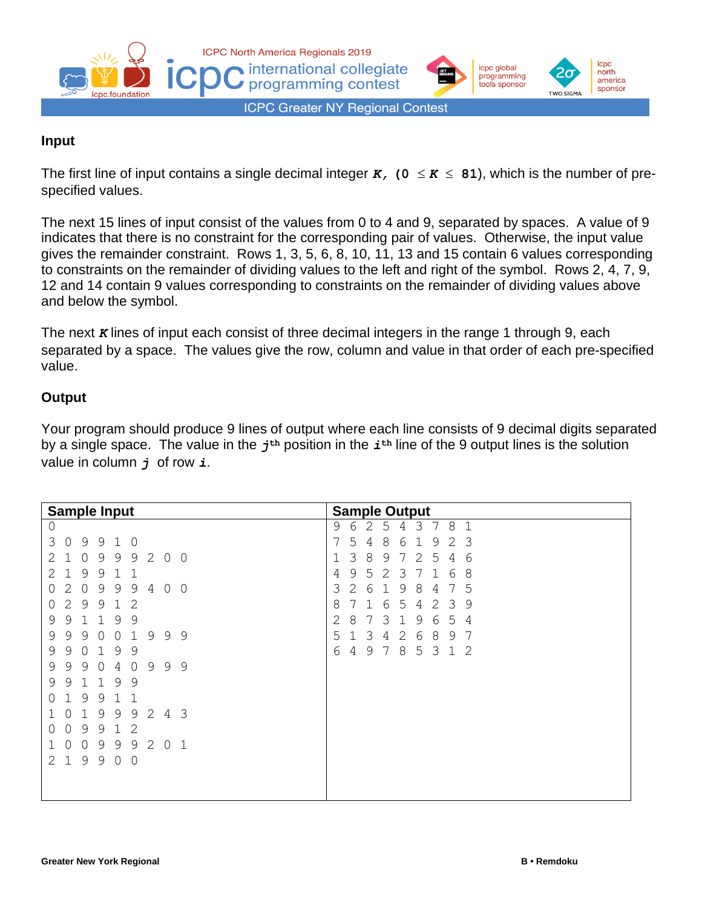## Input

The first line of input contains a single decimal integer $K$, ($0 \le K \le 81$), which is the number of pre-specified values.

The next 15 lines of input consist of the values from 0 to 4 and 9, separated by spaces. A value of 9 indicates that there is no constraint for the corresponding pair of values. Otherwise, the input value gives the remainder constraint. Rows 1, 3, 5, 6, 8, 10, 11, 13 and 15 contain 6 values corresponding to constraints on the remainder of dividing values to the left and right of the symbol. Rows 2, 4, 7, 9, 12 and 14 contain 9 values corresponding to constraints on the remainder of dividing values above and below the symbol.

The next $K$ lines of input each consist of three decimal integers in the range 1 through 9, each separated by a space. The values give the row, column and value in that order of each pre-specified value.

## Output

Your program should produce 9 lines of output where each line consists of 9 decimal digits separated by a single space. The value in the $j^{th}$ position in the $i^{th}$ line of the 9 output lines is the solution value in column $j$ of row $i$.

| Sample Input | Sample Output |
|---|---|
| 0<br>3 0 9 9 1 0<br>2 1 0 9 9 9 2 0 0<br>2 1 9 9 1 1<br>0 2 0 9 9 9 4 0 0<br>0 2 9 9 1 2<br>9 9 1 1 9 9<br>9 9 9 0 0 1 9 9 9<br>9 9 0 1 9 9<br>9 9 9 0 4 0 9 9 9<br>9 9 1 1 9 9<br>0 1 9 9 1 1<br>1 0 1 9 9 9 2 4 3<br>0 0 9 9 1 2<br>1 0 0 9 9 9 2 0 1<br>2 1 9 9 0 0 | 9 6 2 5 4 3 7 8 1<br>7 5 4 8 6 1 9 2 3<br>1 3 8 9 7 2 5 4 6<br>4 9 5 2 3 7 1 6 8<br>3 2 6 1 9 8 4 7 5<br>8 7 1 6 5 4 2 3 9<br>2 8 7 3 1 9 6 5 4<br>5 1 3 4 2 6 8 9 7<br>6 4 9 7 8 5 3 1 2 |